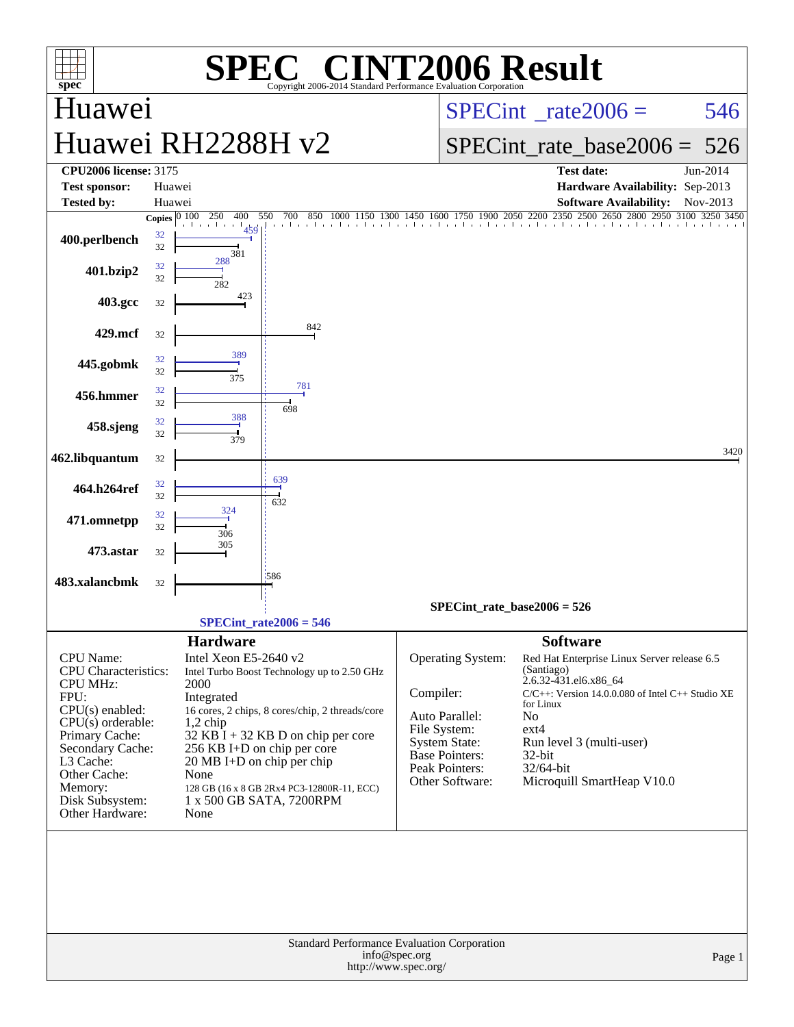# SPEC® CINT2006 Result

Copyright 2006-2014 Standard Performance Evaluation Corporation

## Huawei

## Huawei RH2288H v2

SPECint_rate2006 = 546

SPECint_rate_base2006 = 526

| | | | |
|---|---|---|---|
| **CPU2006 license:** 3175 | | **Test date:** | Jun-2014 |
| **Test sponsor:** | Huawei | **Hardware Availability:** | Sep-2013 |
| **Tested by:** | Huawei | **Software Availability:** | Nov-2013 |

| Benchmark | Copies (peak) | Peak | Copies (base) | Base |
|---|---|---|---|---|
| 400.perlbench | 32 | 459 | 32 | 381 |
| 401.bzip2 | 32 | 288 | 32 | 282 |
| 403.gcc | | | 32 | 423 |
| 429.mcf | | | 32 | 842 |
| 445.gobmk | 32 | 389 | 32 | 375 |
| 456.hmmer | 32 | 781 | 32 | 698 |
| 458.sjeng | 32 | 388 | 32 | 379 |
| 462.libquantum | | | 32 | 3420 |
| 464.h264ref | 32 | 639 | 32 | 632 |
| 471.omnetpp | 32 | 324 | 32 | 306 |
| 473.astar | | | 32 | 305 |
| 483.xalancbmk | | | 32 | 586 |

SPECint_rate_base2006 = 526

SPECint_rate2006 = 546

## Hardware

| | |
|---|---|
| CPU Name: | Intel Xeon E5-2640 v2 |
| CPU Characteristics: | Intel Turbo Boost Technology up to 2.50 GHz |
| CPU MHz: | 2000 |
| FPU: | Integrated |
| CPU(s) enabled: | 16 cores, 2 chips, 8 cores/chip, 2 threads/core |
| CPU(s) orderable: | 1,2 chip |
| Primary Cache: | 32 KB I + 32 KB D on chip per core |
| Secondary Cache: | 256 KB I+D on chip per core |
| L3 Cache: | 20 MB I+D on chip per chip |
| Other Cache: | None |
| Memory: | 128 GB (16 x 8 GB 2Rx4 PC3-12800R-11, ECC) |
| Disk Subsystem: | 1 x 500 GB SATA, 7200RPM |
| Other Hardware: | None |

## Software

| | |
|---|---|
| Operating System: | Red Hat Enterprise Linux Server release 6.5 (Santiago) 2.6.32-431.el6.x86_64 |
| Compiler: | C/C++: Version 14.0.0.080 of Intel C++ Studio XE for Linux |
| Auto Parallel: | No |
| File System: | ext4 |
| System State: | Run level 3 (multi-user) |
| Base Pointers: | 32-bit |
| Peak Pointers: | 32/64-bit |
| Other Software: | Microquill SmartHeap V10.0 |

Standard Performance Evaluation Corporation
info@spec.org
http://www.spec.org/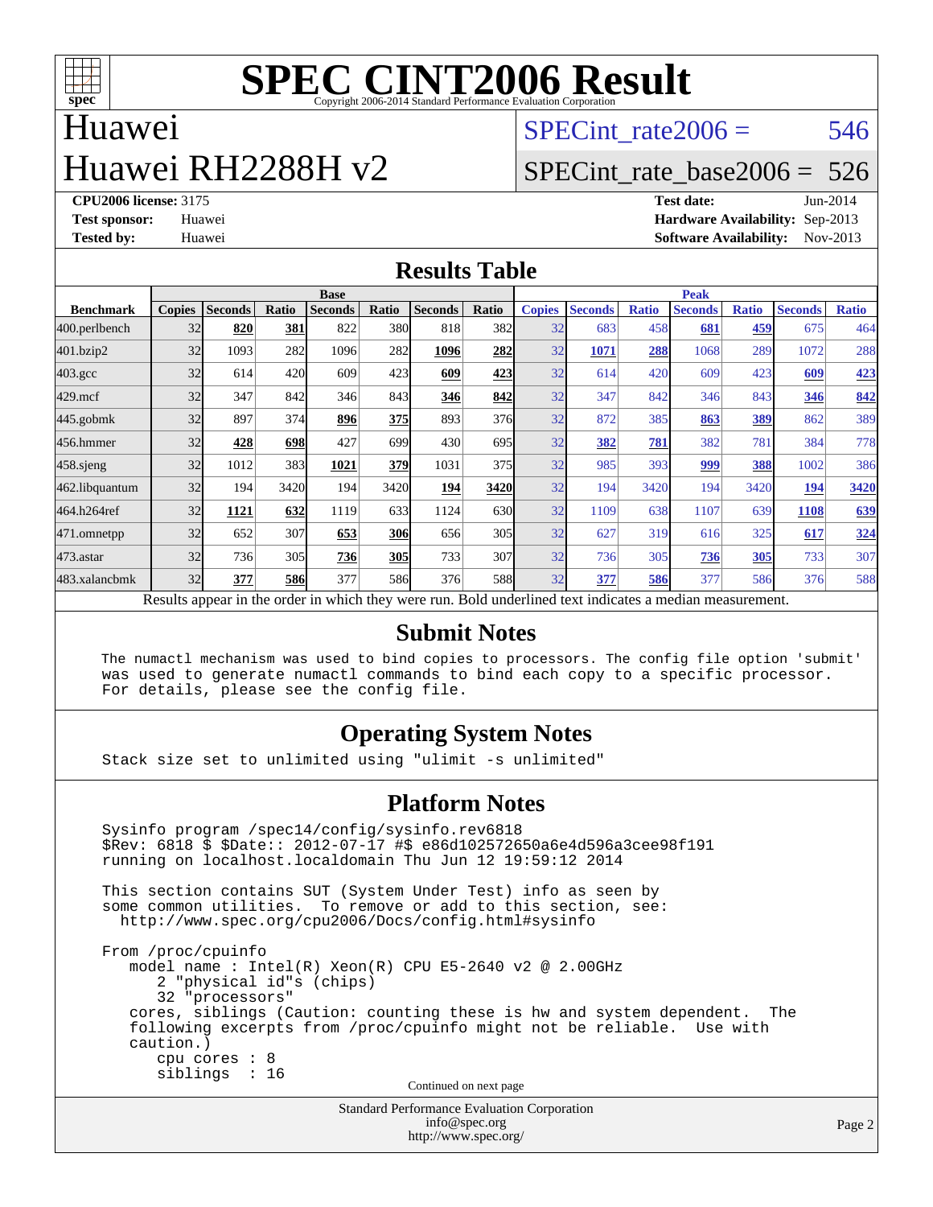# SPEC CINT2006 Result

Copyright 2006-2014 Standard Performance Evaluation Corporation

## Huawei
## Huawei RH2288H v2

SPECint_rate2006 = 546

SPECint_rate_base2006 = 526

**CPU2006 license:** 3175
**Test sponsor:** Huawei
**Tested by:** Huawei

**Test date:** Jun-2014
**Hardware Availability:** Sep-2013
**Software Availability:** Nov-2013

## Results Table

| | Base | | | | | | | Peak | | | | | | |
|---|---|---|---|---|---|---|---|---|---|---|---|---|---|---|
| **Benchmark** | **Copies** | **Seconds** | **Ratio** | **Seconds** | **Ratio** | **Seconds** | **Ratio** | **Copies** | **Seconds** | **Ratio** | **Seconds** | **Ratio** | **Seconds** | **Ratio** |
| 400.perlbench | 32 | **820** | **381** | 822 | 380 | 818 | 382 | 32 | 683 | 458 | **681** | **459** | 675 | 464 |
| 401.bzip2 | 32 | 1093 | 282 | 1096 | 282 | **1096** | **282** | 32 | **1071** | **288** | 1068 | 289 | 1072 | 288 |
| 403.gcc | 32 | 614 | 420 | 609 | 423 | **609** | **423** | 32 | 614 | 420 | 609 | 423 | **609** | **423** |
| 429.mcf | 32 | 347 | 842 | 346 | 843 | **346** | **842** | 32 | 347 | 842 | 346 | 843 | **346** | **842** |
| 445.gobmk | 32 | 897 | 374 | **896** | **375** | 893 | 376 | 32 | 872 | 385 | **863** | **389** | 862 | 389 |
| 456.hmmer | 32 | **428** | **698** | 427 | 699 | 430 | 695 | 32 | **382** | **781** | 382 | 781 | 384 | 778 |
| 458.sjeng | 32 | 1012 | 383 | **1021** | **379** | 1031 | 375 | 32 | 985 | 393 | **999** | **388** | 1002 | 386 |
| 462.libquantum | 32 | 194 | 3420 | 194 | 3420 | **194** | **3420** | 32 | 194 | 3420 | 194 | 3420 | **194** | **3420** |
| 464.h264ref | 32 | **1121** | **632** | 1119 | 633 | 1124 | 630 | 32 | 1109 | 638 | 1107 | 639 | **1108** | **639** |
| 471.omnetpp | 32 | 652 | 307 | **653** | **306** | 656 | 305 | 32 | 627 | 319 | 616 | 325 | **617** | **324** |
| 473.astar | 32 | 736 | 305 | **736** | **305** | 733 | 307 | 32 | 736 | 305 | **736** | **305** | 733 | 307 |
| 483.xalancbmk | 32 | **377** | **586** | 377 | 586 | 376 | 588 | 32 | **377** | **586** | 377 | 586 | 376 | 588 |

Results appear in the order in which they were run. Bold underlined text indicates a median measurement.

## Submit Notes

```
The numactl mechanism was used to bind copies to processors. The config file option 'submit'
was used to generate numactl commands to bind each copy to a specific processor.
For details, please see the config file.
```

## Operating System Notes

```
Stack size set to unlimited using "ulimit -s unlimited"
```

## Platform Notes

```
Sysinfo program /spec14/config/sysinfo.rev6818
$Rev: 6818 $ $Date:: 2012-07-17 #$ e86d102572650a6e4d596a3cee98f191
running on localhost.localdomain Thu Jun 12 19:59:12 2014

This section contains SUT (System Under Test) info as seen by
some common utilities.  To remove or add to this section, see:
  http://www.spec.org/cpu2006/Docs/config.html#sysinfo

From /proc/cpuinfo
   model name : Intel(R) Xeon(R) CPU E5-2640 v2 @ 2.00GHz
      2 "physical id"s (chips)
      32 "processors"
   cores, siblings (Caution: counting these is hw and system dependent.  The
   following excerpts from /proc/cpuinfo might not be reliable.  Use with
   caution.)
      cpu cores : 8
      siblings  : 16
```

Continued on next page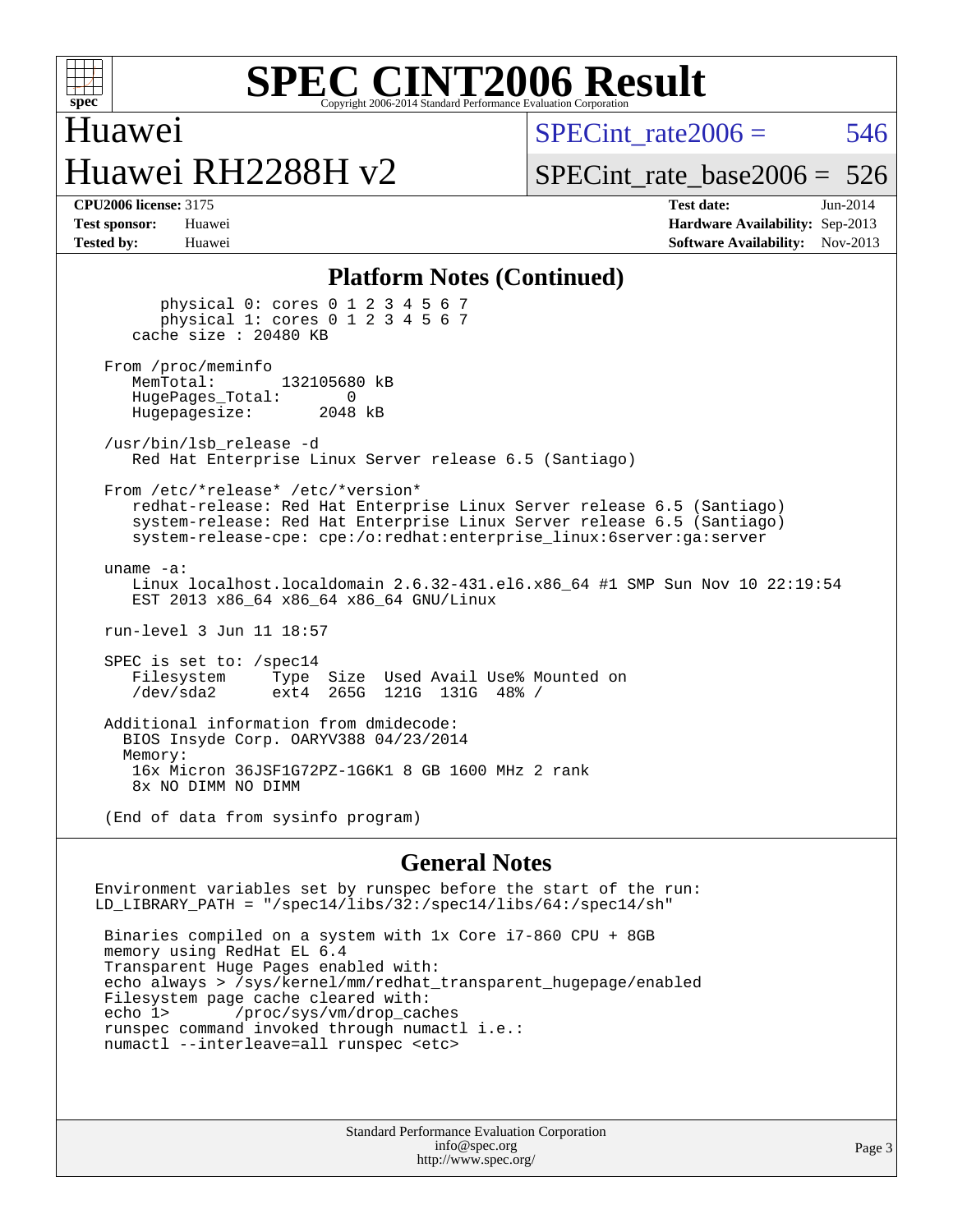# Huawei

# Huawei RH2288H v2

SPECint_rate2006 = 546

SPECint_rate_base2006 = 526

**CPU2006 license:** 3175
**Test sponsor:** Huawei
**Tested by:** Huawei

**Test date:** Jun-2014
**Hardware Availability:** Sep-2013
**Software Availability:** Nov-2013

## Platform Notes (Continued)

```
        physical 0: cores 0 1 2 3 4 5 6 7
        physical 1: cores 0 1 2 3 4 5 6 7
     cache size : 20480 KB

  From /proc/meminfo
     MemTotal:       132105680 kB
     HugePages_Total:       0
     Hugepagesize:       2048 kB

  /usr/bin/lsb_release -d
     Red Hat Enterprise Linux Server release 6.5 (Santiago)

  From /etc/*release* /etc/*version*
     redhat-release: Red Hat Enterprise Linux Server release 6.5 (Santiago)
     system-release: Red Hat Enterprise Linux Server release 6.5 (Santiago)
     system-release-cpe: cpe:/o:redhat:enterprise_linux:6server:ga:server

  uname -a:
     Linux localhost.localdomain 2.6.32-431.el6.x86_64 #1 SMP Sun Nov 10 22:19:54
     EST 2013 x86_64 x86_64 x86_64 GNU/Linux

  run-level 3 Jun 11 18:57

  SPEC is set to: /spec14
     Filesystem     Type  Size  Used Avail Use% Mounted on
     /dev/sda2      ext4  265G  121G  131G  48% /

  Additional information from dmidecode:
    BIOS Insyde Corp. OARYV388 04/23/2014
    Memory:
     16x Micron 36JSF1G72PZ-1G6K1 8 GB 1600 MHz 2 rank
     8x NO DIMM NO DIMM

  (End of data from sysinfo program)
```

## General Notes

```
Environment variables set by runspec before the start of the run:
LD_LIBRARY_PATH = "/spec14/libs/32:/spec14/libs/64:/spec14/sh"

 Binaries compiled on a system with 1x Core i7-860 CPU + 8GB
 memory using RedHat EL 6.4
 Transparent Huge Pages enabled with:
 echo always > /sys/kernel/mm/redhat_transparent_hugepage/enabled
 Filesystem page cache cleared with:
 echo 1>       /proc/sys/vm/drop_caches
 runspec command invoked through numactl i.e.:
 numactl --interleave=all runspec <etc>
```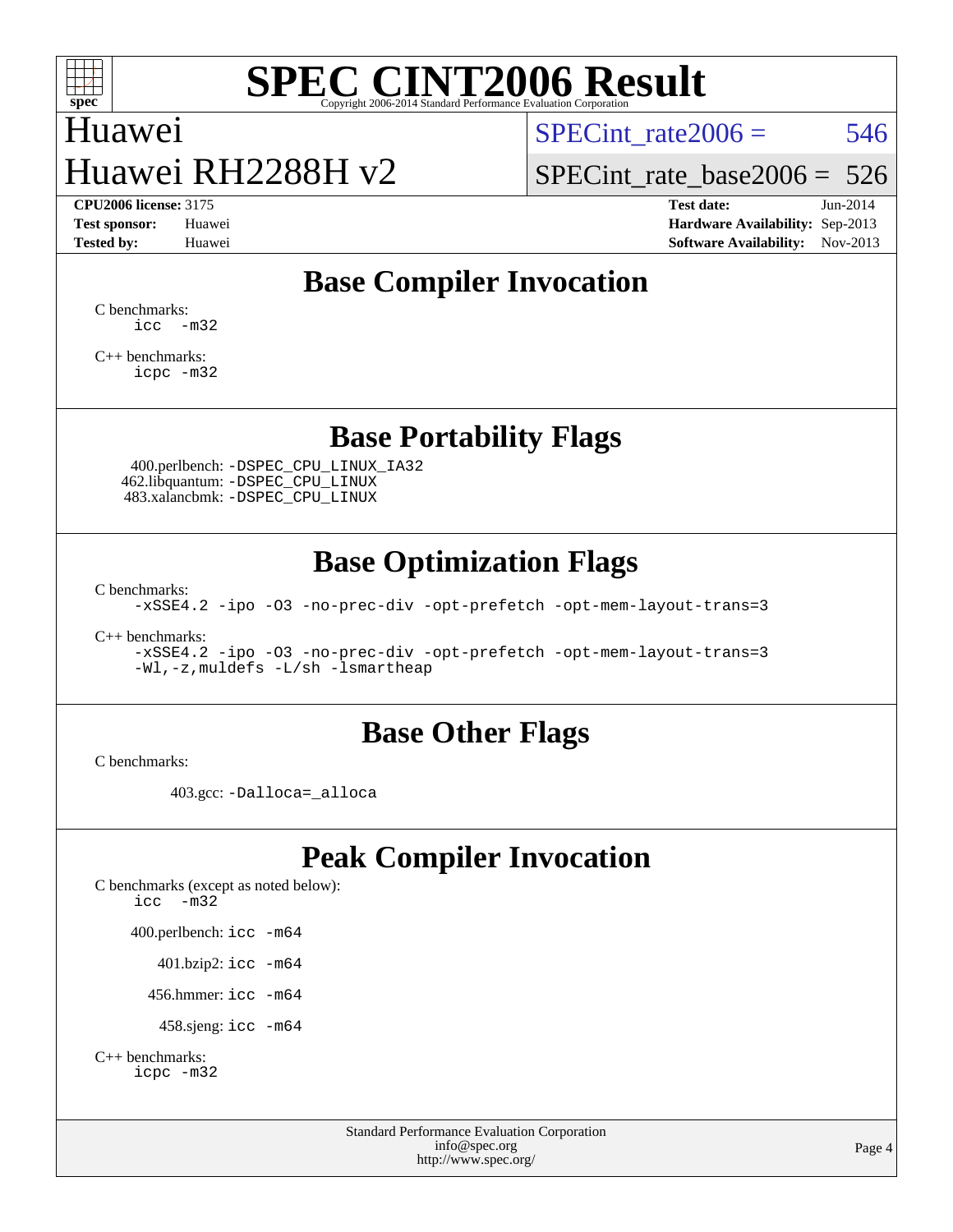# SPEC CINT2006 Result

Copyright 2006-2014 Standard Performance Evaluation Corporation

**Huawei**
**Huawei RH2288H v2**

SPECint_rate2006 = 546
SPECint_rate_base2006 = 526

**CPU2006 license:** 3175
**Test sponsor:** Huawei
**Tested by:** Huawei

**Test date:** Jun-2014
**Hardware Availability:** Sep-2013
**Software Availability:** Nov-2013

## Base Compiler Invocation

C benchmarks:
icc -m32

C++ benchmarks:
icpc -m32

## Base Portability Flags

400.perlbench: -DSPEC_CPU_LINUX_IA32
462.libquantum: -DSPEC_CPU_LINUX
483.xalancbmk: -DSPEC_CPU_LINUX

## Base Optimization Flags

C benchmarks:
-xSSE4.2 -ipo -O3 -no-prec-div -opt-prefetch -opt-mem-layout-trans=3

C++ benchmarks:
-xSSE4.2 -ipo -O3 -no-prec-div -opt-prefetch -opt-mem-layout-trans=3
-Wl,-z,muldefs -L/sh -lsmartheap

## Base Other Flags

C benchmarks:

403.gcc: -Dalloca=_alloca

## Peak Compiler Invocation

C benchmarks (except as noted below):
icc -m32

400.perlbench: icc -m64

401.bzip2: icc -m64

456.hmmer: icc -m64

458.sjeng: icc -m64

C++ benchmarks:
icpc -m32

Standard Performance Evaluation Corporation
info@spec.org
http://www.spec.org/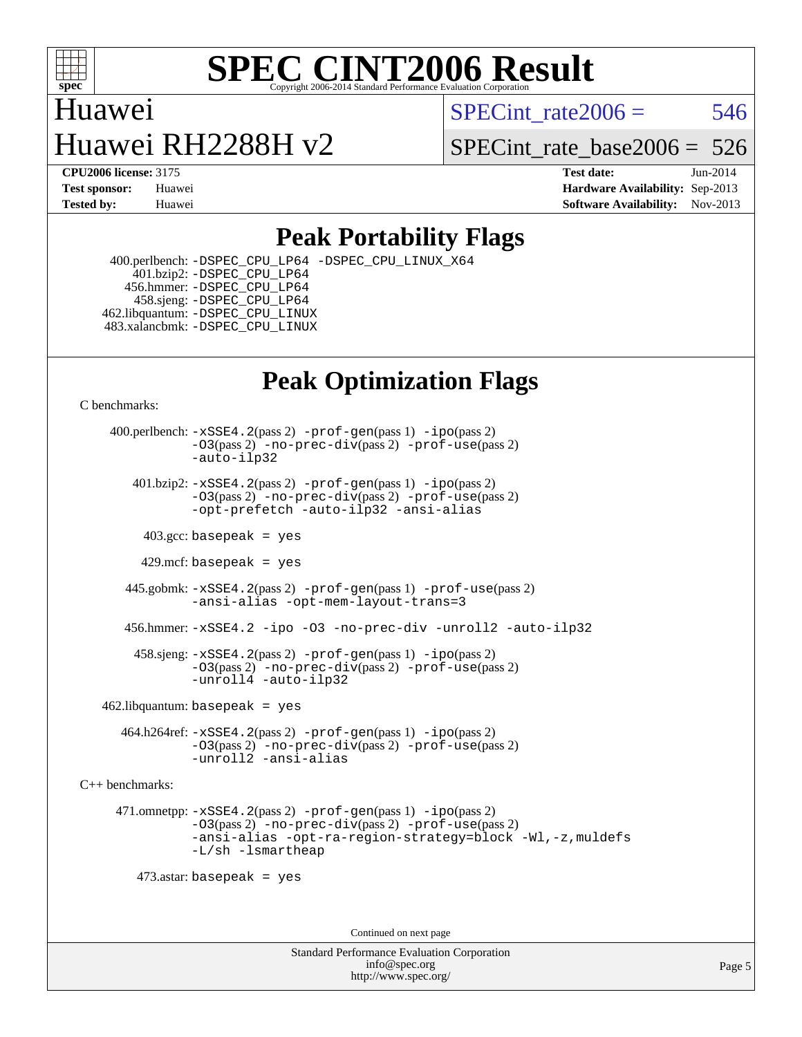# SPEC CINT2006 Result

Copyright 2006-2014 Standard Performance Evaluation Corporation

## Huawei
## Huawei RH2288H v2

SPECint_rate2006 = 546

SPECint_rate_base2006 = 526

**CPU2006 license:** 3175
**Test sponsor:** Huawei
**Tested by:** Huawei

**Test date:** Jun-2014
**Hardware Availability:** Sep-2013
**Software Availability:** Nov-2013

## Peak Portability Flags

400.perlbench: -DSPEC_CPU_LP64 -DSPEC_CPU_LINUX_X64
401.bzip2: -DSPEC_CPU_LP64
456.hmmer: -DSPEC_CPU_LP64
458.sjeng: -DSPEC_CPU_LP64
462.libquantum: -DSPEC_CPU_LINUX
483.xalancbmk: -DSPEC_CPU_LINUX

## Peak Optimization Flags

C benchmarks:

400.perlbench: -xSSE4.2(pass 2) -prof-gen(pass 1) -ipo(pass 2) -O3(pass 2) -no-prec-div(pass 2) -prof-use(pass 2) -auto-ilp32

401.bzip2: -xSSE4.2(pass 2) -prof-gen(pass 1) -ipo(pass 2) -O3(pass 2) -no-prec-div(pass 2) -prof-use(pass 2) -opt-prefetch -auto-ilp32 -ansi-alias

403.gcc: basepeak = yes

429.mcf: basepeak = yes

445.gobmk: -xSSE4.2(pass 2) -prof-gen(pass 1) -prof-use(pass 2) -ansi-alias -opt-mem-layout-trans=3

456.hmmer: -xSSE4.2 -ipo -O3 -no-prec-div -unroll2 -auto-ilp32

458.sjeng: -xSSE4.2(pass 2) -prof-gen(pass 1) -ipo(pass 2) -O3(pass 2) -no-prec-div(pass 2) -prof-use(pass 2) -unroll4 -auto-ilp32

462.libquantum: basepeak = yes

464.h264ref: -xSSE4.2(pass 2) -prof-gen(pass 1) -ipo(pass 2) -O3(pass 2) -no-prec-div(pass 2) -prof-use(pass 2) -unroll2 -ansi-alias

C++ benchmarks:

471.omnetpp: -xSSE4.2(pass 2) -prof-gen(pass 1) -ipo(pass 2) -O3(pass 2) -no-prec-div(pass 2) -prof-use(pass 2) -ansi-alias -opt-ra-region-strategy=block -Wl,-z,muldefs -L/sh -lsmartheap

473.astar: basepeak = yes

Continued on next page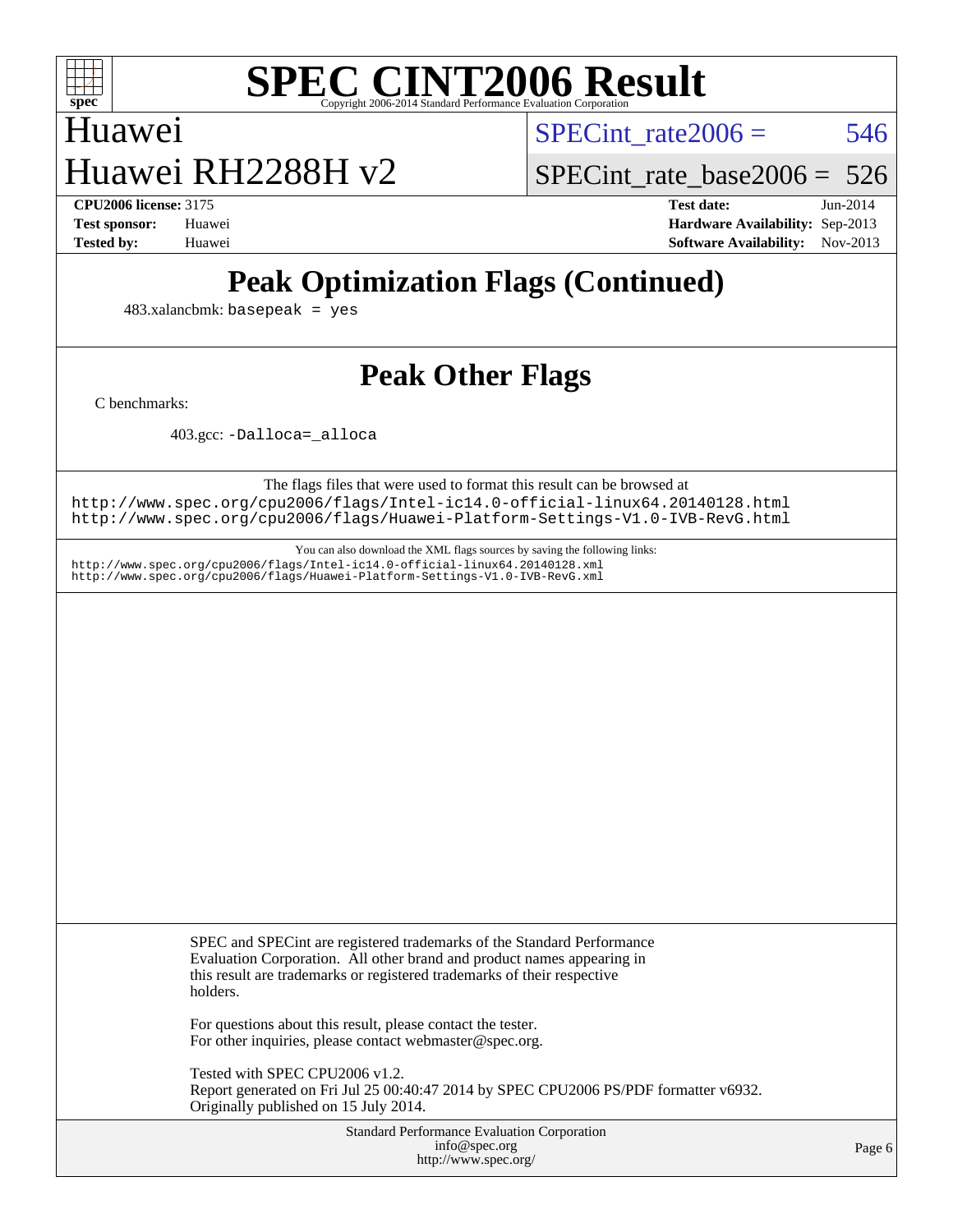## Peak Optimization Flags (Continued)

483.xalancbmk: basepeak = yes

## Peak Other Flags

C benchmarks:

403.gcc: -Dalloca=_alloca

The flags files that were used to format this result can be browsed at
http://www.spec.org/cpu2006/flags/Intel-ic14.0-official-linux64.20140128.html
http://www.spec.org/cpu2006/flags/Huawei-Platform-Settings-V1.0-IVB-RevG.html

You can also download the XML flags sources by saving the following links:
http://www.spec.org/cpu2006/flags/Intel-ic14.0-official-linux64.20140128.xml
http://www.spec.org/cpu2006/flags/Huawei-Platform-Settings-V1.0-IVB-RevG.xml

SPEC and SPECint are registered trademarks of the Standard Performance Evaluation Corporation. All other brand and product names appearing in this result are trademarks or registered trademarks of their respective holders.

For questions about this result, please contact the tester.
For other inquiries, please contact webmaster@spec.org.

Tested with SPEC CPU2006 v1.2.
Report generated on Fri Jul 25 00:40:47 2014 by SPEC CPU2006 PS/PDF formatter v6932.
Originally published on 15 July 2014.